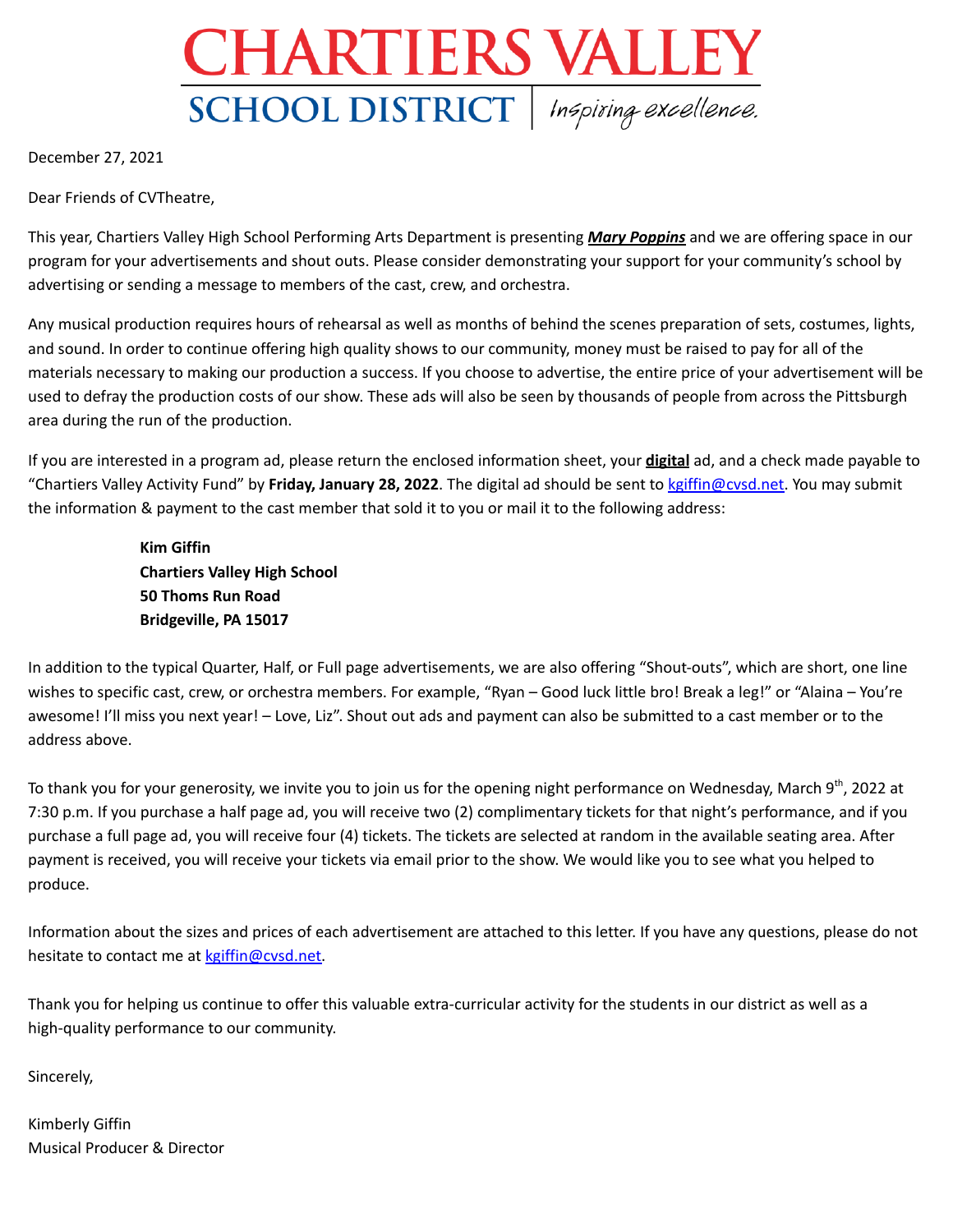# CHARTIERS VALLEY

## SCHOOL DISTRICT | Inspiring excellence.

December 27, 2021

Dear Friends of CVTheatre,

This year, Chartiers Valley High School Performing Arts Department is presenting ***Mary Poppins*** and we are offering space in our program for your advertisements and shout outs. Please consider demonstrating your support for your community's school by advertising or sending a message to members of the cast, crew, and orchestra.

Any musical production requires hours of rehearsal as well as months of behind the scenes preparation of sets, costumes, lights, and sound. In order to continue offering high quality shows to our community, money must be raised to pay for all of the materials necessary to making our production a success. If you choose to advertise, the entire price of your advertisement will be used to defray the production costs of our show. These ads will also be seen by thousands of people from across the Pittsburgh area during the run of the production.

If you are interested in a program ad, please return the enclosed information sheet, your **digital** ad, and a check made payable to "Chartiers Valley Activity Fund" by **Friday, January 28, 2022**. The digital ad should be sent to kgiffin@cvsd.net. You may submit the information & payment to the cast member that sold it to you or mail it to the following address:

**Kim Giffin**
**Chartiers Valley High School**
**50 Thoms Run Road**
**Bridgeville, PA 15017**

In addition to the typical Quarter, Half, or Full page advertisements, we are also offering "Shout-outs", which are short, one line wishes to specific cast, crew, or orchestra members. For example, "Ryan – Good luck little bro! Break a leg!" or "Alaina – You're awesome! I'll miss you next year! – Love, Liz". Shout out ads and payment can also be submitted to a cast member or to the address above.

To thank you for your generosity, we invite you to join us for the opening night performance on Wednesday, March 9th, 2022 at 7:30 p.m. If you purchase a half page ad, you will receive two (2) complimentary tickets for that night's performance, and if you purchase a full page ad, you will receive four (4) tickets. The tickets are selected at random in the available seating area. After payment is received, you will receive your tickets via email prior to the show. We would like you to see what you helped to produce.

Information about the sizes and prices of each advertisement are attached to this letter. If you have any questions, please do not hesitate to contact me at kgiffin@cvsd.net.

Thank you for helping us continue to offer this valuable extra-curricular activity for the students in our district as well as a high-quality performance to our community.

Sincerely,

Kimberly Giffin
Musical Producer & Director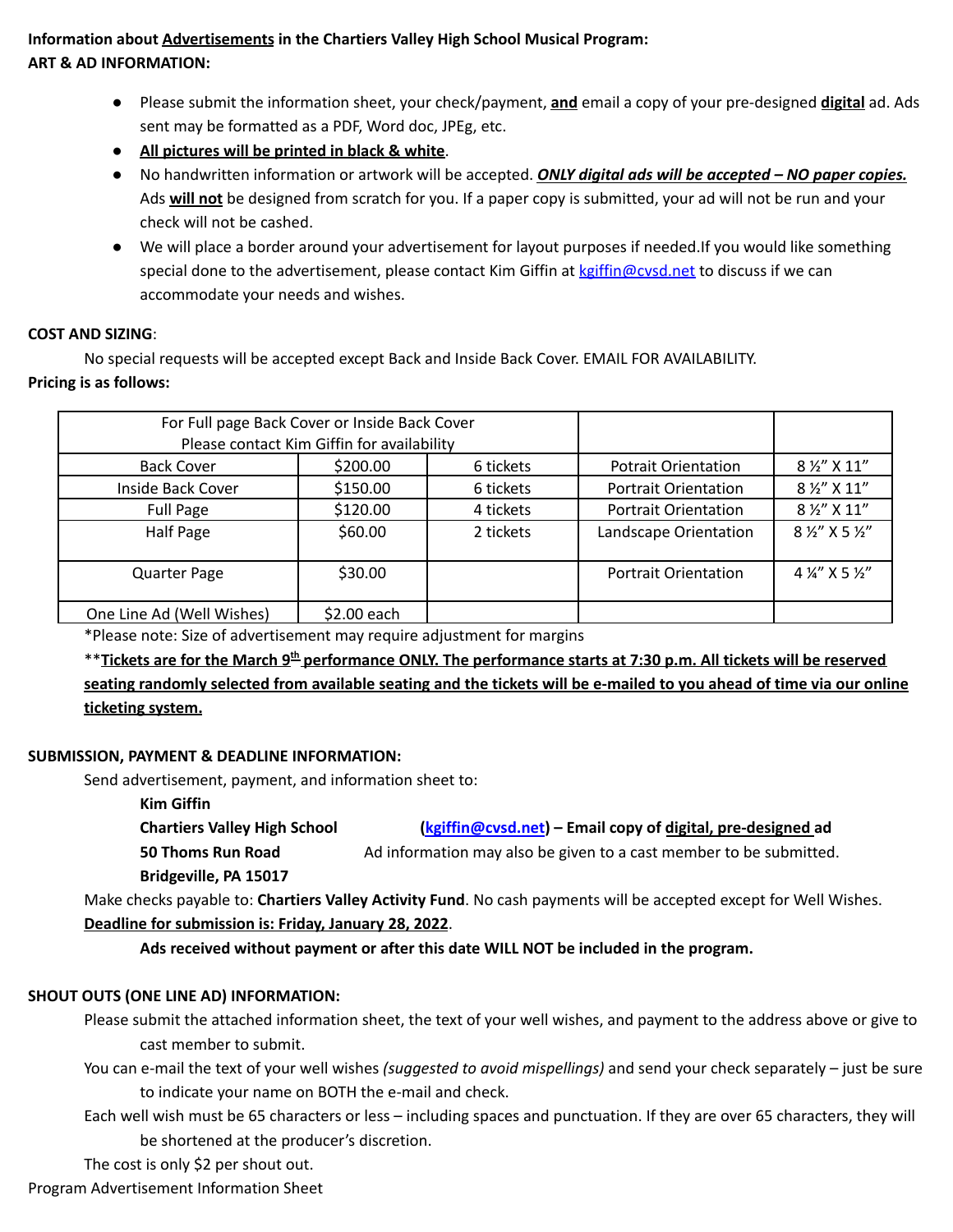**Information about <u>Advertisements</u> in the Chartiers Valley High School Musical Program:**
**ART & AD INFORMATION:**

- Please submit the information sheet, your check/payment, **<u>and</u>** email a copy of your pre-designed **<u>digital</u>** ad. Ads sent may be formatted as a PDF, Word doc, JPEg, etc.
- **<u>All pictures will be printed in black & white</u>**.
- No handwritten information or artwork will be accepted. ***<u>ONLY digital ads will be accepted – NO paper copies.</u>*** Ads **<u>will not</u>** be designed from scratch for you. If a paper copy is submitted, your ad will not be run and your check will not be cashed.
- We will place a border around your advertisement for layout purposes if needed.If you would like something special done to the advertisement, please contact Kim Giffin at kgiffin@cvsd.net to discuss if we can accommodate your needs and wishes.

**COST AND SIZING**:

No special requests will be accepted except Back and Inside Back Cover. EMAIL FOR AVAILABILITY.

**Pricing is as follows:**

| For Full page Back Cover or Inside Back Cover Please contact Kim Giffin for availability | | | | |
|---|---|---|---|---|
| Back Cover | $200.00 | 6 tickets | Potrait Orientation | 8 ½" X 11" |
| Inside Back Cover | $150.00 | 6 tickets | Portrait Orientation | 8 ½" X 11" |
| Full Page | $120.00 | 4 tickets | Portrait Orientation | 8 ½" X 11" |
| Half Page | $60.00 | 2 tickets | Landscape Orientation | 8 ½" X 5 ½" |
| Quarter Page | $30.00 | | Portrait Orientation | 4 ¼" X 5 ½" |
| One Line Ad (Well Wishes) | $2.00 each | | | |

*Please note: Size of advertisement may require adjustment for margins

**<u>Tickets are for the March 9th performance ONLY. The performance starts at 7:30 p.m. All tickets will be reserved seating randomly selected from available seating and the tickets will be e-mailed to you ahead of time via our online ticketing system.</u>**

**SUBMISSION, PAYMENT & DEADLINE INFORMATION:**

Send advertisement, payment, and information sheet to:

**Kim Giffin**
**Chartiers Valley High School** (kgiffin@cvsd.net) **– Email copy of <u>digital, pre-designed</u> ad**
**50 Thoms Run Road** Ad information may also be given to a cast member to be submitted.
**Bridgeville, PA 15017**

Make checks payable to: **Chartiers Valley Activity Fund**. No cash payments will be accepted except for Well Wishes.

**<u>Deadline for submission is: Friday, January 28, 2022</u>**.

**Ads received without payment or after this date WILL NOT be included in the program.**

**SHOUT OUTS (ONE LINE AD) INFORMATION:**

Please submit the attached information sheet, the text of your well wishes, and payment to the address above or give to cast member to submit.

You can e-mail the text of your well wishes *(suggested to avoid mispellings)* and send your check separately – just be sure to indicate your name on BOTH the e-mail and check.

Each well wish must be 65 characters or less – including spaces and punctuation. If they are over 65 characters, they will be shortened at the producer's discretion.

The cost is only $2 per shout out.

Program Advertisement Information Sheet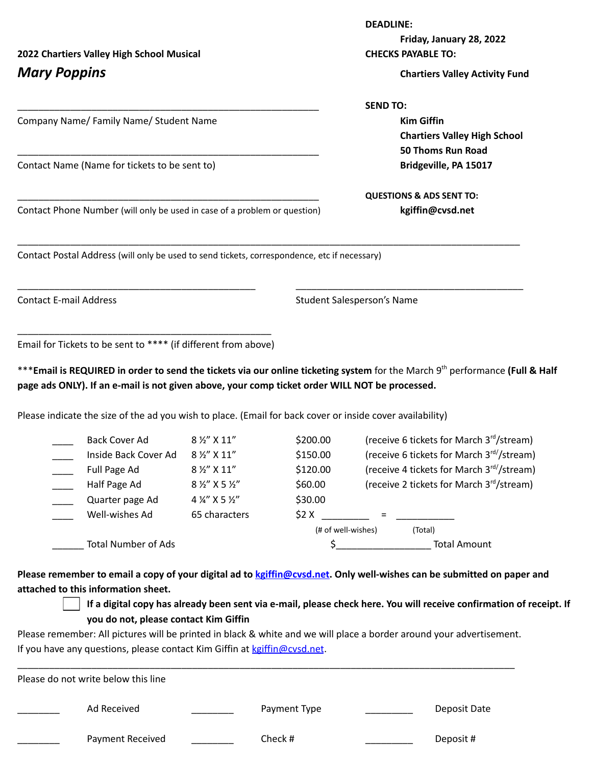**DEADLINE:**

**Friday, January 28, 2022**

**2022 Chartiers Valley High School Musical**

***Mary Poppins***

**CHECKS PAYABLE TO:**

**Chartiers Valley Activity Fund**

**SEND TO:**

**Kim Giffin**
**Chartiers Valley High School**
**50 Thoms Run Road**
**Bridgeville, PA 15017**

**QUESTIONS & ADS SENT TO:**

**kgiffin@cvsd.net**

\_\_\_\_\_\_\_\_\_\_\_\_\_\_\_\_\_\_\_\_\_\_\_\_\_\_\_\_\_\_\_\_\_\_\_\_\_\_\_\_\_\_\_\_\_\_\_\_\_\_\_\_\_\_\_\_

Company Name/ Family Name/ Student Name

\_\_\_\_\_\_\_\_\_\_\_\_\_\_\_\_\_\_\_\_\_\_\_\_\_\_\_\_\_\_\_\_\_\_\_\_\_\_\_\_\_\_\_\_\_\_\_\_\_\_\_\_\_\_\_\_

Contact Name (Name for tickets to be sent to)

\_\_\_\_\_\_\_\_\_\_\_\_\_\_\_\_\_\_\_\_\_\_\_\_\_\_\_\_\_\_\_\_\_\_\_\_\_\_\_\_\_\_\_\_\_\_\_\_\_\_\_\_\_\_\_\_

Contact Phone Number (will only be used in case of a problem or question)

\_\_\_\_\_\_\_\_\_\_\_\_\_\_\_\_\_\_\_\_\_\_\_\_\_\_\_\_\_\_\_\_\_\_\_\_\_\_\_\_\_\_\_\_\_\_\_\_\_\_\_\_\_\_\_\_\_\_\_\_\_\_\_\_\_\_\_\_\_\_\_\_\_\_\_\_\_\_\_\_\_\_\_\_\_\_\_\_\_\_\_\_

Contact Postal Address (will only be used to send tickets, correspondence, etc if necessary)

\_\_\_\_\_\_\_\_\_\_\_\_\_\_\_\_\_\_\_\_\_\_\_\_\_\_\_\_\_\_\_\_\_\_\_\_\_\_\_\_\_\_\_\_\_\_ \_\_\_\_\_\_\_\_\_\_\_\_\_\_\_\_\_\_\_\_\_\_\_\_\_\_\_\_\_\_\_\_\_\_\_\_\_\_\_\_\_\_\_\_\_\_

Contact E-mail Address | Student Salesperson's Name

\_\_\_\_\_\_\_\_\_\_\_\_\_\_\_\_\_\_\_\_\_\_\_\_\_\_\_\_\_\_\_\_\_\_\_\_\_\_\_\_\_\_\_\_\_\_\_\_\_\_

Email for Tickets to be sent to **** (if different from above)

***__Email is REQUIRED in order to send the tickets via our online ticketing system__ for the March 9th performance **(Full & Half page ads ONLY). If an e-mail is not given above, your comp ticket order WILL NOT be processed.**

Please indicate the size of the ad you wish to place. (Email for back cover or inside cover availability)

| | | | | |
|---|---|---|---|---|
| \_\_\_\_ | Back Cover Ad | 8 ½" X 11" | $200.00 | (receive 6 tickets for March 3rd/stream) |
| \_\_\_\_ | Inside Back Cover Ad | 8 ½" X 11" | $150.00 | (receive 6 tickets for March 3rd/stream) |
| \_\_\_\_ | Full Page Ad | 8 ½" X 11" | $120.00 | (receive 4 tickets for March 3rd/stream) |
| \_\_\_\_ | Half Page Ad | 8 ½" X 5 ½" | $60.00 | (receive 2 tickets for March 3rd/stream) |
| \_\_\_\_ | Quarter page Ad | 4 ¼" X 5 ½" | $30.00 | |
| \_\_\_\_ | Well-wishes Ad | 65 characters | $2 X \_\_\_\_\_\_\_\_\_ (# of well-wishes) | = \_\_\_\_\_\_\_\_\_\_\_ (Total) |
| \_\_\_\_\_\_ | Total Number of Ads | | $\_\_\_\_\_\_\_\_\_\_\_\_\_\_\_\_\_\_ | Total Amount |

**Please remember to email a copy of your digital ad to kgiffin@cvsd.net. Only well-wishes can be submitted on paper and attached to this information sheet.**

☐ **If a digital copy has already been sent via e-mail, please check here. You will receive confirmation of receipt. If you do not, please contact Kim Giffin**

Please remember: All pictures will be printed in black & white and we will place a border around your advertisement.
If you have any questions, please contact Kim Giffin at kgiffin@cvsd.net.

---

Please do not write below this line

| | | | | | |
|---|---|---|---|---|---|
| \_\_\_\_\_\_\_\_ | Ad Received | \_\_\_\_\_\_\_\_ | Payment Type | \_\_\_\_\_\_\_\_\_ | Deposit Date |
| \_\_\_\_\_\_\_\_ | Payment Received | \_\_\_\_\_\_\_\_ | Check # | \_\_\_\_\_\_\_\_\_ | Deposit # |